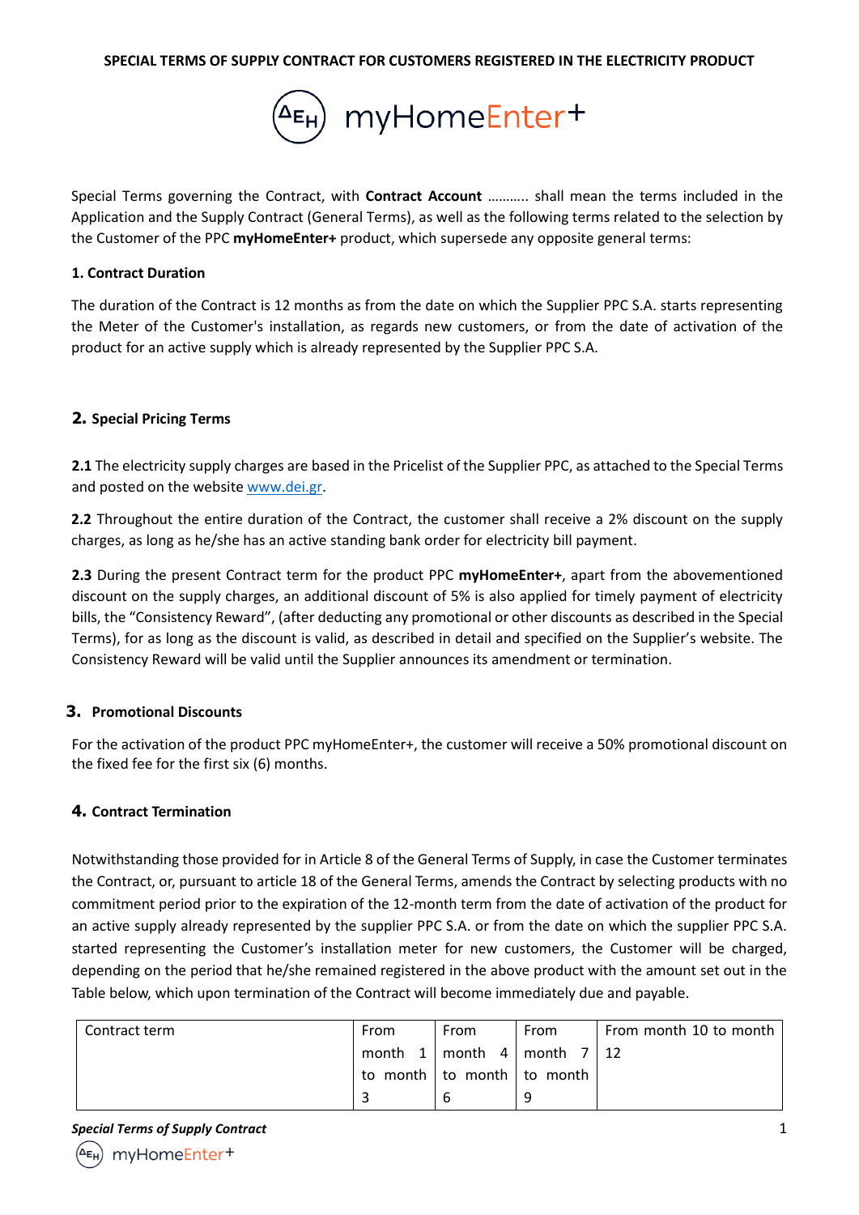**SPECIAL TERMS OF SUPPLY CONTRACT FOR CUSTOMERS REGISTERED IN THE ELECTRICITY PRODUCT**

ΔΕΗ myHomeEnter+

Special Terms governing the Contract, with **Contract Account** ……….. shall mean the terms included in the Application and the Supply Contract (General Terms), as well as the following terms related to the selection by the Customer of the PPC **myHomeEnter+** product, which supersede any opposite general terms:

### 1. Contract Duration

The duration of the Contract is 12 months as from the date on which the Supplier PPC S.A. starts representing the Meter of the Customer's installation, as regards new customers, or from the date of activation of the product for an active supply which is already represented by the Supplier PPC S.A.

### 2. Special Pricing Terms

**2.1** The electricity supply charges are based in the Pricelist of the Supplier PPC, as attached to the Special Terms and posted on the website www.dei.gr.

**2.2** Throughout the entire duration of the Contract, the customer shall receive a 2% discount on the supply charges, as long as he/she has an active standing bank order for electricity bill payment.

**2.3** During the present Contract term for the product PPC **myHomeEnter+**, apart from the abovementioned discount on the supply charges, an additional discount of 5% is also applied for timely payment of electricity bills, the "Consistency Reward", (after deducting any promotional or other discounts as described in the Special Terms), for as long as the discount is valid, as described in detail and specified on the Supplier's website. The Consistency Reward will be valid until the Supplier announces its amendment or termination.

### 3. Promotional Discounts

For the activation of the product PPC myHomeEnter+, the customer will receive a 50% promotional discount on the fixed fee for the first six (6) months.

### 4. Contract Termination

Notwithstanding those provided for in Article 8 of the General Terms of Supply, in case the Customer terminates the Contract, or, pursuant to article 18 of the General Terms, amends the Contract by selecting products with no commitment period prior to the expiration of the 12-month term from the date of activation of the product for an active supply already represented by the supplier PPC S.A. or from the date on which the supplier PPC S.A. started representing the Customer's installation meter for new customers, the Customer will be charged, depending on the period that he/she remained registered in the above product with the amount set out in the Table below, which upon termination of the Contract will become immediately due and payable.

| Contract term | From month 1 to month 3 | From month 4 to month 6 | From month 7 to month 9 | From month 10 to month 12 |
|---|---|---|---|---|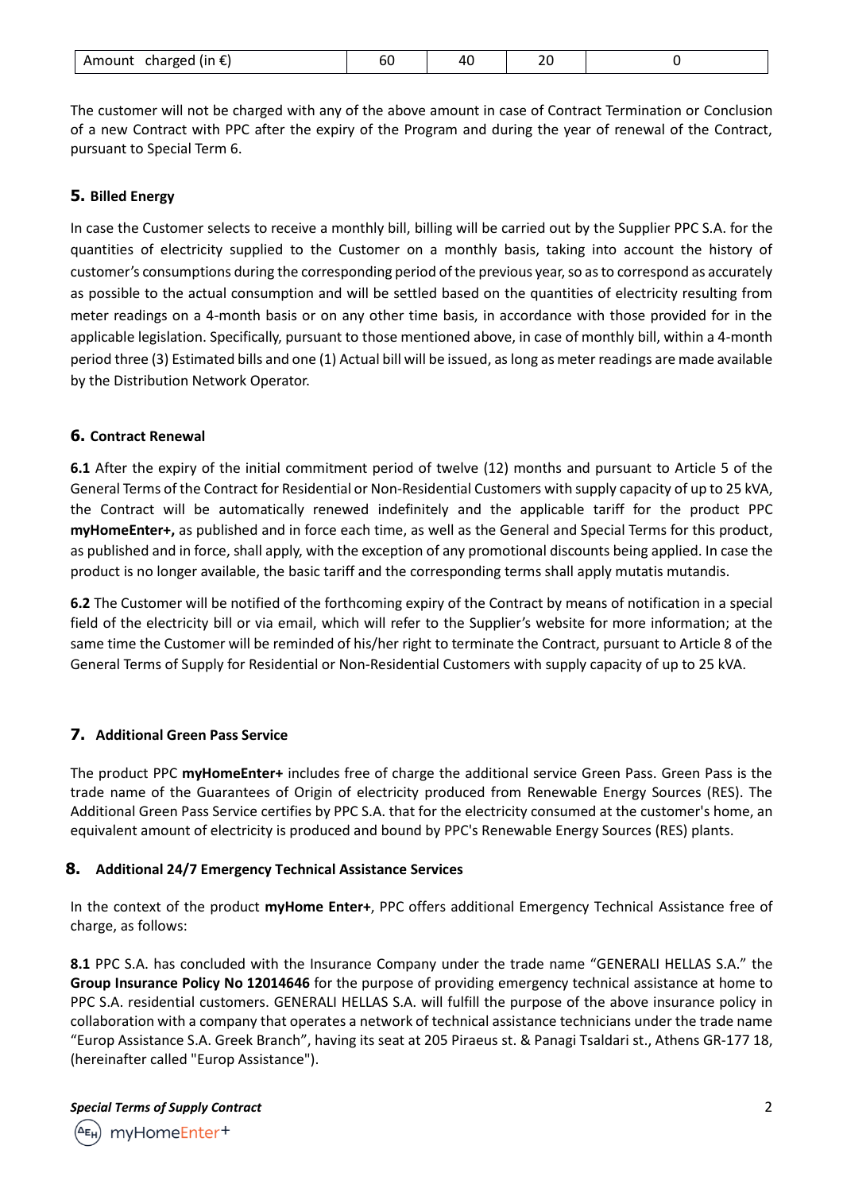| Amount charged (in €) | 60 | 40 | 20 | 0 |
|---|---|---|---|---|

The customer will not be charged with any of the above amount in case of Contract Termination or Conclusion of a new Contract with PPC after the expiry of the Program and during the year of renewal of the Contract, pursuant to Special Term 6.

## 5. Billed Energy

In case the Customer selects to receive a monthly bill, billing will be carried out by the Supplier PPC S.A. for the quantities of electricity supplied to the Customer on a monthly basis, taking into account the history of customer's consumptions during the corresponding period of the previous year, so as to correspond as accurately as possible to the actual consumption and will be settled based on the quantities of electricity resulting from meter readings on a 4-month basis or on any other time basis, in accordance with those provided for in the applicable legislation. Specifically, pursuant to those mentioned above, in case of monthly bill, within a 4-month period three (3) Estimated bills and one (1) Actual bill will be issued, as long as meter readings are made available by the Distribution Network Operator.

## 6. Contract Renewal

**6.1** After the expiry of the initial commitment period of twelve (12) months and pursuant to Article 5 of the General Terms of the Contract for Residential or Non-Residential Customers with supply capacity of up to 25 kVA, the Contract will be automatically renewed indefinitely and the applicable tariff for the product PPC **myHomeEnter+,** as published and in force each time, as well as the General and Special Terms for this product, as published and in force, shall apply, with the exception of any promotional discounts being applied. In case the product is no longer available, the basic tariff and the corresponding terms shall apply mutatis mutandis.

**6.2** The Customer will be notified of the forthcoming expiry of the Contract by means of notification in a special field of the electricity bill or via email, which will refer to the Supplier's website for more information; at the same time the Customer will be reminded of his/her right to terminate the Contract, pursuant to Article 8 of the General Terms of Supply for Residential or Non-Residential Customers with supply capacity of up to 25 kVA.

## 7. Additional Green Pass Service

The product PPC **myHomeEnter+** includes free of charge the additional service Green Pass. Green Pass is the trade name of the Guarantees of Origin of electricity produced from Renewable Energy Sources (RES). The Additional Green Pass Service certifies by PPC S.A. that for the electricity consumed at the customer's home, an equivalent amount of electricity is produced and bound by PPC's Renewable Energy Sources (RES) plants.

## 8. Additional 24/7 Emergency Technical Assistance Services

In the context of the product **myHome Enter+**, PPC offers additional Emergency Technical Assistance free of charge, as follows:

**8.1** PPC S.A. has concluded with the Insurance Company under the trade name "GENERALI HELLAS S.A." the **Group Insurance Policy No 12014646** for the purpose of providing emergency technical assistance at home to PPC S.A. residential customers. GENERALI HELLAS S.A. will fulfill the purpose of the above insurance policy in collaboration with a company that operates a network of technical assistance technicians under the trade name "Europ Assistance S.A. Greek Branch", having its seat at 205 Piraeus st. & Panagi Tsaldari st., Athens GR-177 18, (hereinafter called "Europ Assistance").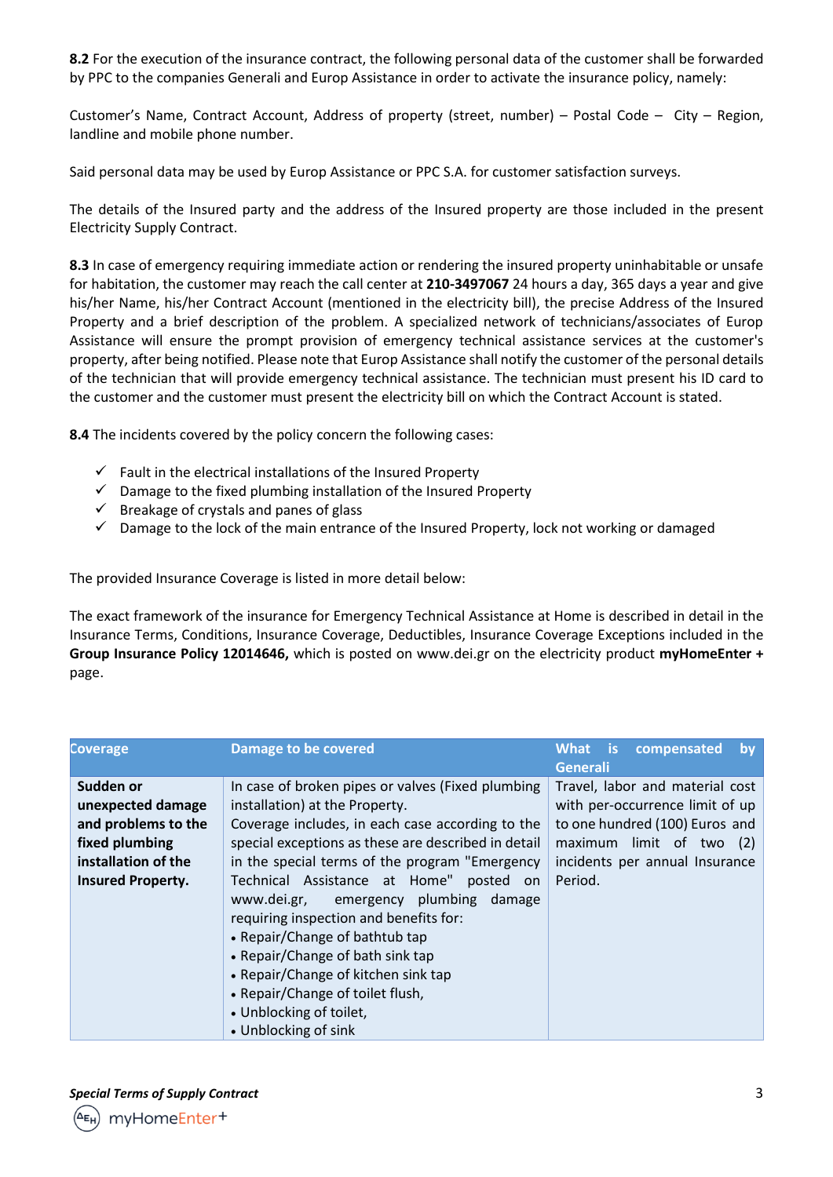**8.2** For the execution of the insurance contract, the following personal data of the customer shall be forwarded by PPC to the companies Generali and Europ Assistance in order to activate the insurance policy, namely:

Customer's Name, Contract Account, Address of property (street, number) – Postal Code – City – Region, landline and mobile phone number.

Said personal data may be used by Europ Assistance or PPC S.A. for customer satisfaction surveys.

The details of the Insured party and the address of the Insured property are those included in the present Electricity Supply Contract.

**8.3** In case of emergency requiring immediate action or rendering the insured property uninhabitable or unsafe for habitation, the customer may reach the call center at **210-3497067** 24 hours a day, 365 days a year and give his/her Name, his/her Contract Account (mentioned in the electricity bill), the precise Address of the Insured Property and a brief description of the problem. A specialized network of technicians/associates of Europ Assistance will ensure the prompt provision of emergency technical assistance services at the customer's property, after being notified. Please note that Europ Assistance shall notify the customer of the personal details of the technician that will provide emergency technical assistance. The technician must present his ID card to the customer and the customer must present the electricity bill on which the Contract Account is stated.

**8.4** The incidents covered by the policy concern the following cases:

- ✓ Fault in the electrical installations of the Insured Property
- ✓ Damage to the fixed plumbing installation of the Insured Property
- ✓ Breakage of crystals and panes of glass
- ✓ Damage to the lock of the main entrance of the Insured Property, lock not working or damaged

The provided Insurance Coverage is listed in more detail below:

The exact framework of the insurance for Emergency Technical Assistance at Home is described in detail in the Insurance Terms, Conditions, Insurance Coverage, Deductibles, Insurance Coverage Exceptions included in the **Group Insurance Policy 12014646,** which is posted on www.dei.gr on the electricity product **myHomeEnter +** page.

| Coverage | Damage to be covered | What is compensated by Generali |
|---|---|---|
| **Sudden or unexpected damage and problems to the fixed plumbing installation of the Insured Property.** | In case of broken pipes or valves (Fixed plumbing installation) at the Property.<br>Coverage includes, in each case according to the special exceptions as these are described in detail in the special terms of the program "Emergency Technical Assistance at Home" posted on www.dei.gr, emergency plumbing damage requiring inspection and benefits for:<br>• Repair/Change of bathtub tap<br>• Repair/Change of bath sink tap<br>• Repair/Change of kitchen sink tap<br>• Repair/Change of toilet flush,<br>• Unblocking of toilet,<br>• Unblocking of sink | Travel, labor and material cost with per-occurrence limit of up to one hundred (100) Euros and maximum limit of two (2) incidents per annual Insurance Period. |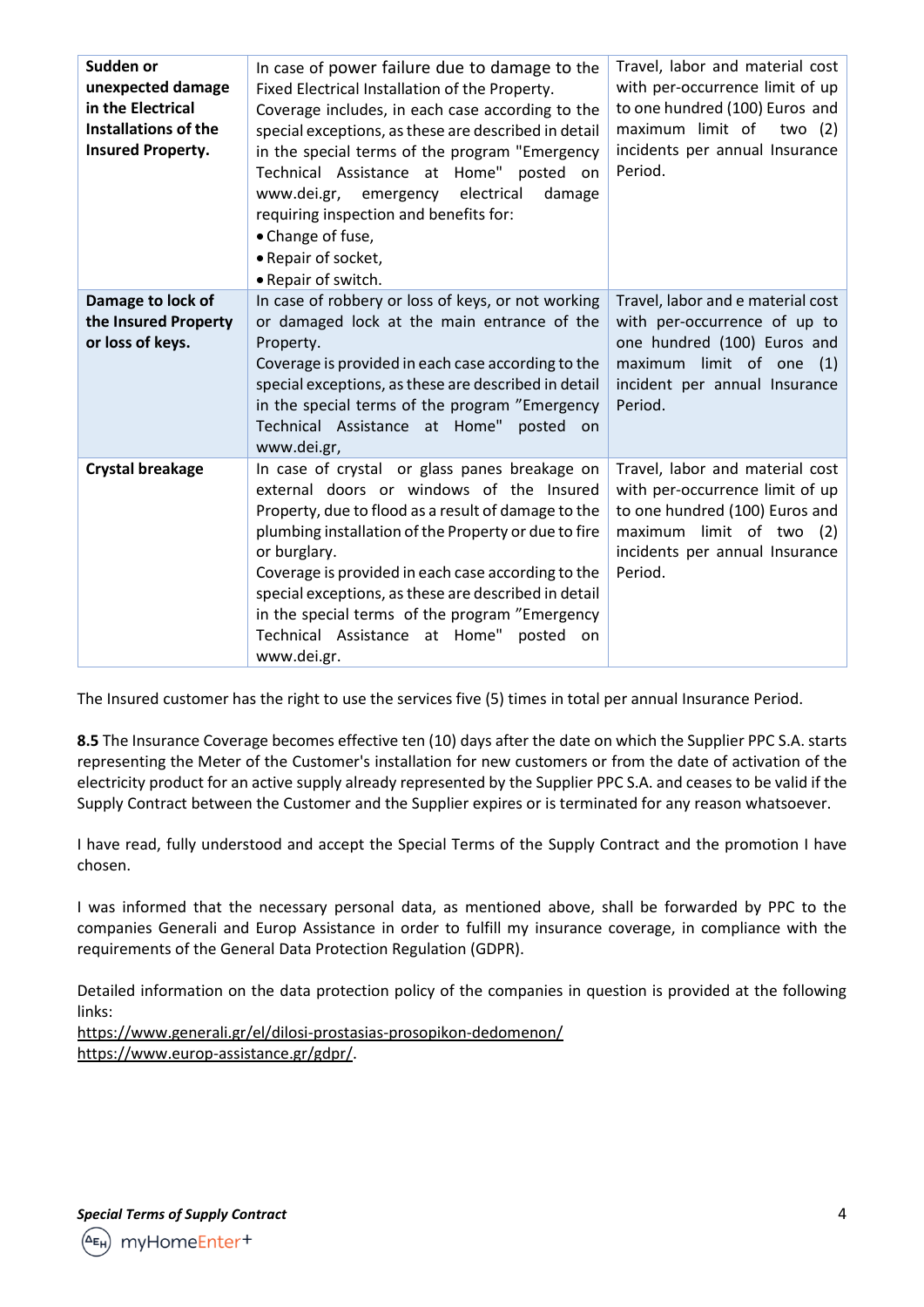| | | |
|---|---|---|
| **Sudden or unexpected damage in the Electrical Installations of the Insured Property.** | In case of power failure due to damage to the Fixed Electrical Installation of the Property. Coverage includes, in each case according to the special exceptions, as these are described in detail in the special terms of the program "Emergency Technical Assistance at Home" posted on www.dei.gr, emergency electrical damage requiring inspection and benefits for:<br>• Change of fuse,<br>• Repair of socket,<br>• Repair of switch. | Travel, labor and material cost with per-occurrence limit of up to one hundred (100) Euros and maximum limit of two (2) incidents per annual Insurance Period. |
| **Damage to lock of the Insured Property or loss of keys.** | In case of robbery or loss of keys, or not working or damaged lock at the main entrance of the Property.<br>Coverage is provided in each case according to the special exceptions, as these are described in detail in the special terms of the program "Emergency Technical Assistance at Home" posted on www.dei.gr, | Travel, labor and e material cost with per-occurrence of up to one hundred (100) Euros and maximum limit of one (1) incident per annual Insurance Period. |
| **Crystal breakage** | In case of crystal or glass panes breakage on external doors or windows of the Insured Property, due to flood as a result of damage to the plumbing installation of the Property or due to fire or burglary.<br>Coverage is provided in each case according to the special exceptions, as these are described in detail in the special terms of the program "Emergency Technical Assistance at Home" posted on www.dei.gr. | Travel, labor and material cost with per-occurrence limit of up to one hundred (100) Euros and maximum limit of two (2) incidents per annual Insurance Period. |

The Insured customer has the right to use the services five (5) times in total per annual Insurance Period.

**8.5** The Insurance Coverage becomes effective ten (10) days after the date on which the Supplier PPC S.A. starts representing the Meter of the Customer's installation for new customers or from the date of activation of the electricity product for an active supply already represented by the Supplier PPC S.A. and ceases to be valid if the Supply Contract between the Customer and the Supplier expires or is terminated for any reason whatsoever.

I have read, fully understood and accept the Special Terms of the Supply Contract and the promotion I have chosen.

I was informed that the necessary personal data, as mentioned above, shall be forwarded by PPC to the companies Generali and Europ Assistance in order to fulfill my insurance coverage, in compliance with the requirements of the General Data Protection Regulation (GDPR).

Detailed information on the data protection policy of the companies in question is provided at the following links:
https://www.generali.gr/el/dilosi-prostasias-prosopikon-dedomenon/
https://www.europ-assistance.gr/gdpr/.